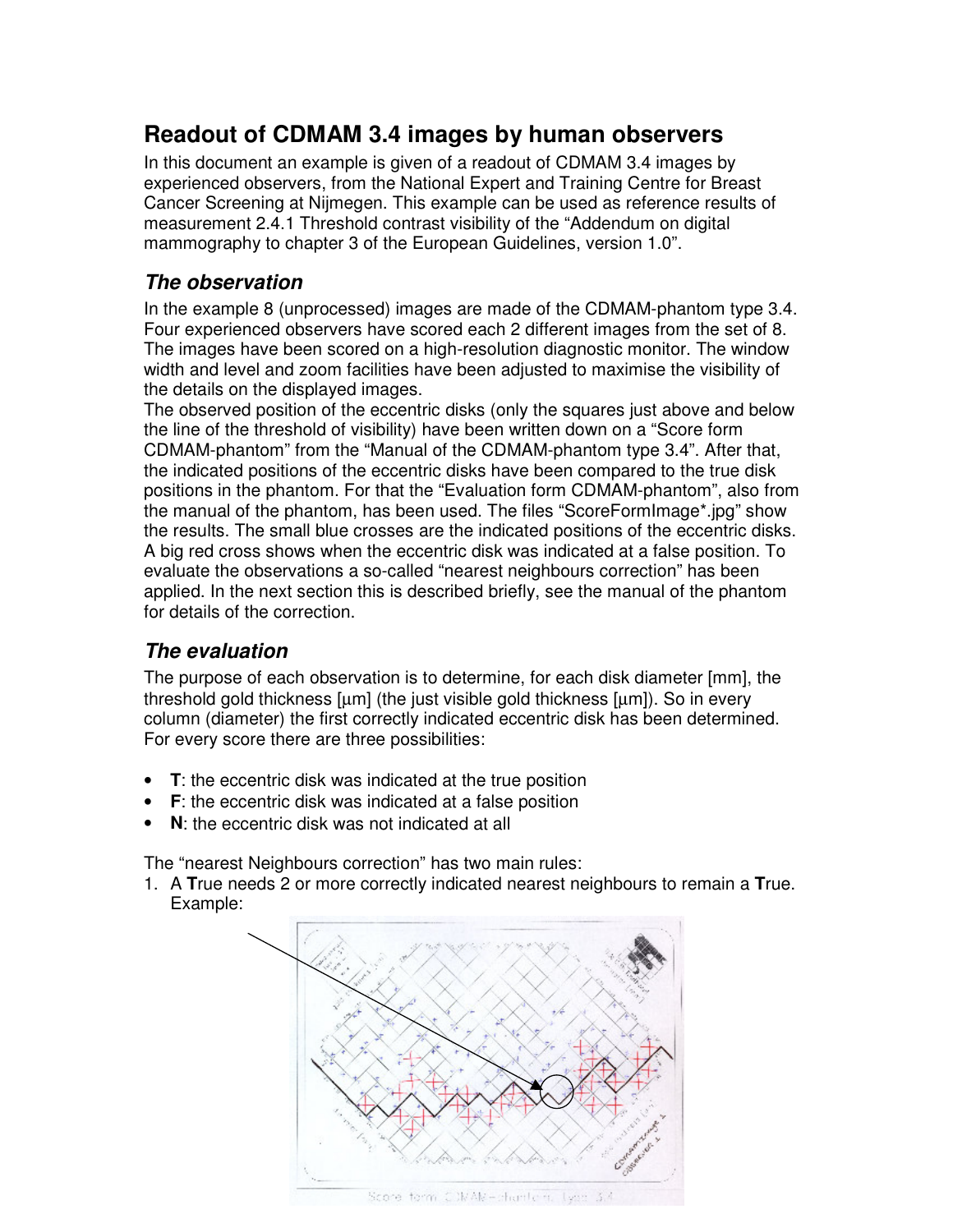# Readout of CDMAM 3.4 images by human observers

In this document an example is given of a readout of CDMAM 3.4 images by experienced observers, from the National Expert and Training Centre for Breast Cancer Screening at Nijmegen. This example can be used as reference results of measurement 2.4.1 Threshold contrast visibility of the "Addendum on digital mammography to chapter 3 of the European Guidelines, version 1.0".

## *The observation*

In the example 8 (unprocessed) images are made of the CDMAM-phantom type 3.4. Four experienced observers have scored each 2 different images from the set of 8. The images have been scored on a high-resolution diagnostic monitor. The window width and level and zoom facilities have been adjusted to maximise the visibility of the details on the displayed images.

The observed position of the eccentric disks (only the squares just above and below the line of the threshold of visibility) have been written down on a "Score form CDMAM-phantom" from the "Manual of the CDMAM-phantom type 3.4". After that, the indicated positions of the eccentric disks have been compared to the true disk positions in the phantom. For that the "Evaluation form CDMAM-phantom", also from the manual of the phantom, has been used. The files "ScoreFormImage*.jpg" show the results. The small blue crosses are the indicated positions of the eccentric disks. A big red cross shows when the eccentric disk was indicated at a false position. To evaluate the observations a so-called "nearest neighbours correction" has been applied. In the next section this is described briefly, see the manual of the phantom for details of the correction.

## *The evaluation*

The purpose of each observation is to determine, for each disk diameter [mm], the threshold gold thickness [μm] (the just visible gold thickness [μm]). So in every column (diameter) the first correctly indicated eccentric disk has been determined. For every score there are three possibilities:

- **T**: the eccentric disk was indicated at the true position
- **F**: the eccentric disk was indicated at a false position
- **N**: the eccentric disk was not indicated at all

The "nearest Neighbours correction" has two main rules:

1. A **T**rue needs 2 or more correctly indicated nearest neighbours to remain a **T**rue. Example: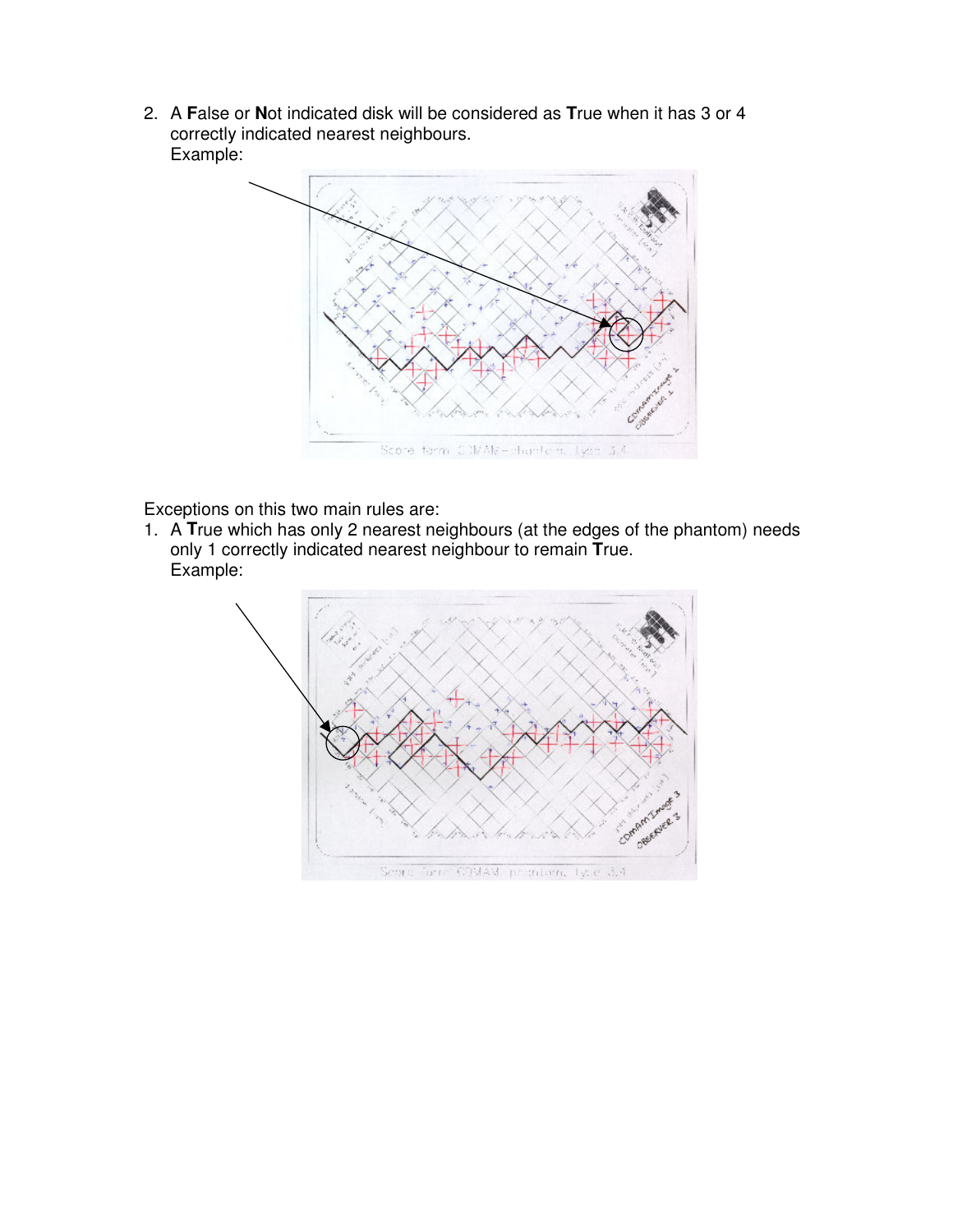2. A **F**alse or **N**ot indicated disk will be considered as **T**rue when it has 3 or 4 correctly indicated nearest neighbours.
   Example:

Exceptions on this two main rules are:

1. A **T**rue which has only 2 nearest neighbours (at the edges of the phantom) needs only 1 correctly indicated nearest neighbour to remain **T**rue.
   Example: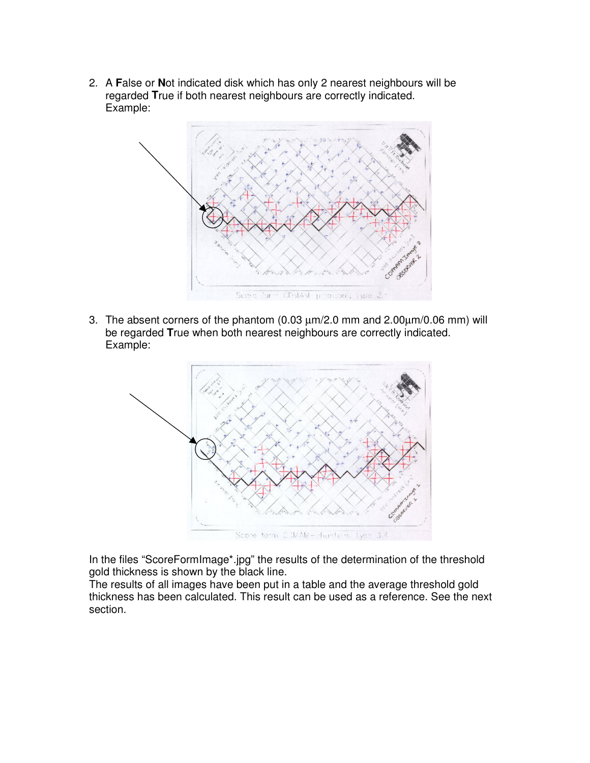2. A **F**alse or **N**ot indicated disk which has only 2 nearest neighbours will be regarded **T**rue if both nearest neighbours are correctly indicated.
   Example:

3. The absent corners of the phantom (0.03 µm/2.0 mm and 2.00µm/0.06 mm) will be regarded **T**rue when both nearest neighbours are correctly indicated.
   Example:

In the files "ScoreFormImage*.jpg" the results of the determination of the threshold gold thickness is shown by the black line.
The results of all images have been put in a table and the average threshold gold thickness has been calculated. This result can be used as a reference. See the next section.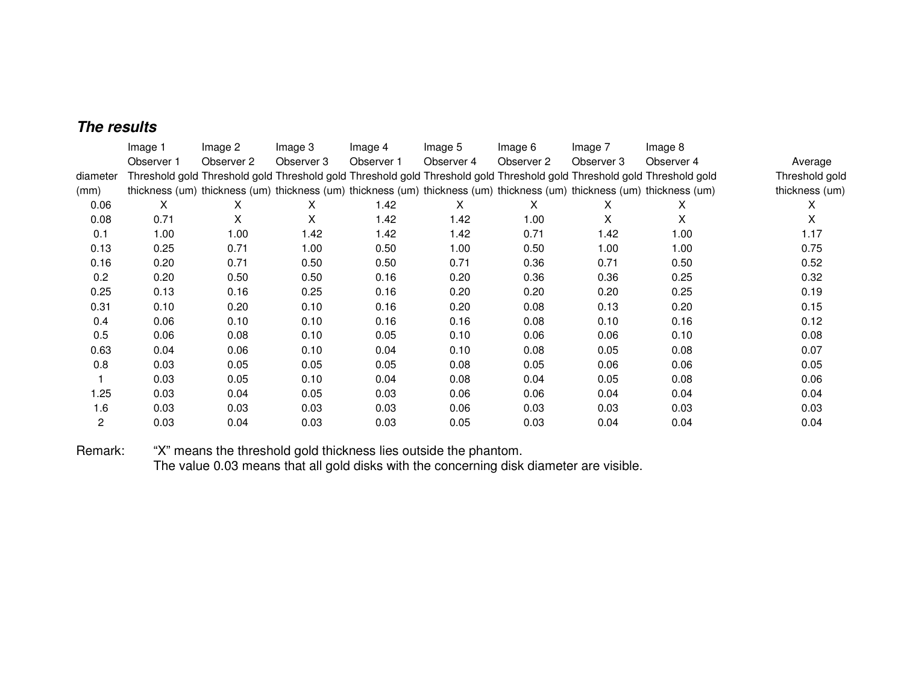### *The results*

| diameter (mm) | Image 1 Observer 1 Threshold gold thickness (um) | Image 2 Observer 2 Threshold gold thickness (um) | Image 3 Observer 3 Threshold gold thickness (um) | Image 4 Observer 1 Threshold gold thickness (um) | Image 5 Observer 4 Threshold gold thickness (um) | Image 6 Observer 2 Threshold gold thickness (um) | Image 7 Observer 3 Threshold gold thickness (um) | Image 8 Observer 4 Threshold gold thickness (um) | Average Threshold gold thickness (um) |
|---|---|---|---|---|---|---|---|---|---|
| 0.06 | X | X | X | 1.42 | X | X | X | X | X |
| 0.08 | 0.71 | X | X | 1.42 | 1.42 | 1.00 | X | X | X |
| 0.1 | 1.00 | 1.00 | 1.42 | 1.42 | 1.42 | 0.71 | 1.42 | 1.00 | 1.17 |
| 0.13 | 0.25 | 0.71 | 1.00 | 0.50 | 1.00 | 0.50 | 1.00 | 1.00 | 0.75 |
| 0.16 | 0.20 | 0.71 | 0.50 | 0.50 | 0.71 | 0.36 | 0.71 | 0.50 | 0.52 |
| 0.2 | 0.20 | 0.50 | 0.50 | 0.16 | 0.20 | 0.36 | 0.36 | 0.25 | 0.32 |
| 0.25 | 0.13 | 0.16 | 0.25 | 0.16 | 0.20 | 0.20 | 0.20 | 0.25 | 0.19 |
| 0.31 | 0.10 | 0.20 | 0.10 | 0.16 | 0.20 | 0.08 | 0.13 | 0.20 | 0.15 |
| 0.4 | 0.06 | 0.10 | 0.10 | 0.16 | 0.16 | 0.08 | 0.10 | 0.16 | 0.12 |
| 0.5 | 0.06 | 0.08 | 0.10 | 0.05 | 0.10 | 0.06 | 0.06 | 0.10 | 0.08 |
| 0.63 | 0.04 | 0.06 | 0.10 | 0.04 | 0.10 | 0.08 | 0.05 | 0.08 | 0.07 |
| 0.8 | 0.03 | 0.05 | 0.05 | 0.05 | 0.08 | 0.05 | 0.06 | 0.06 | 0.05 |
| 1 | 0.03 | 0.05 | 0.10 | 0.04 | 0.08 | 0.04 | 0.05 | 0.08 | 0.06 |
| 1.25 | 0.03 | 0.04 | 0.05 | 0.03 | 0.06 | 0.06 | 0.04 | 0.04 | 0.04 |
| 1.6 | 0.03 | 0.03 | 0.03 | 0.03 | 0.06 | 0.03 | 0.03 | 0.03 | 0.03 |
| 2 | 0.03 | 0.04 | 0.03 | 0.03 | 0.05 | 0.03 | 0.04 | 0.04 | 0.04 |

Remark: "X" means the threshold gold thickness lies outside the phantom.
The value 0.03 means that all gold disks with the concerning disk diameter are visible.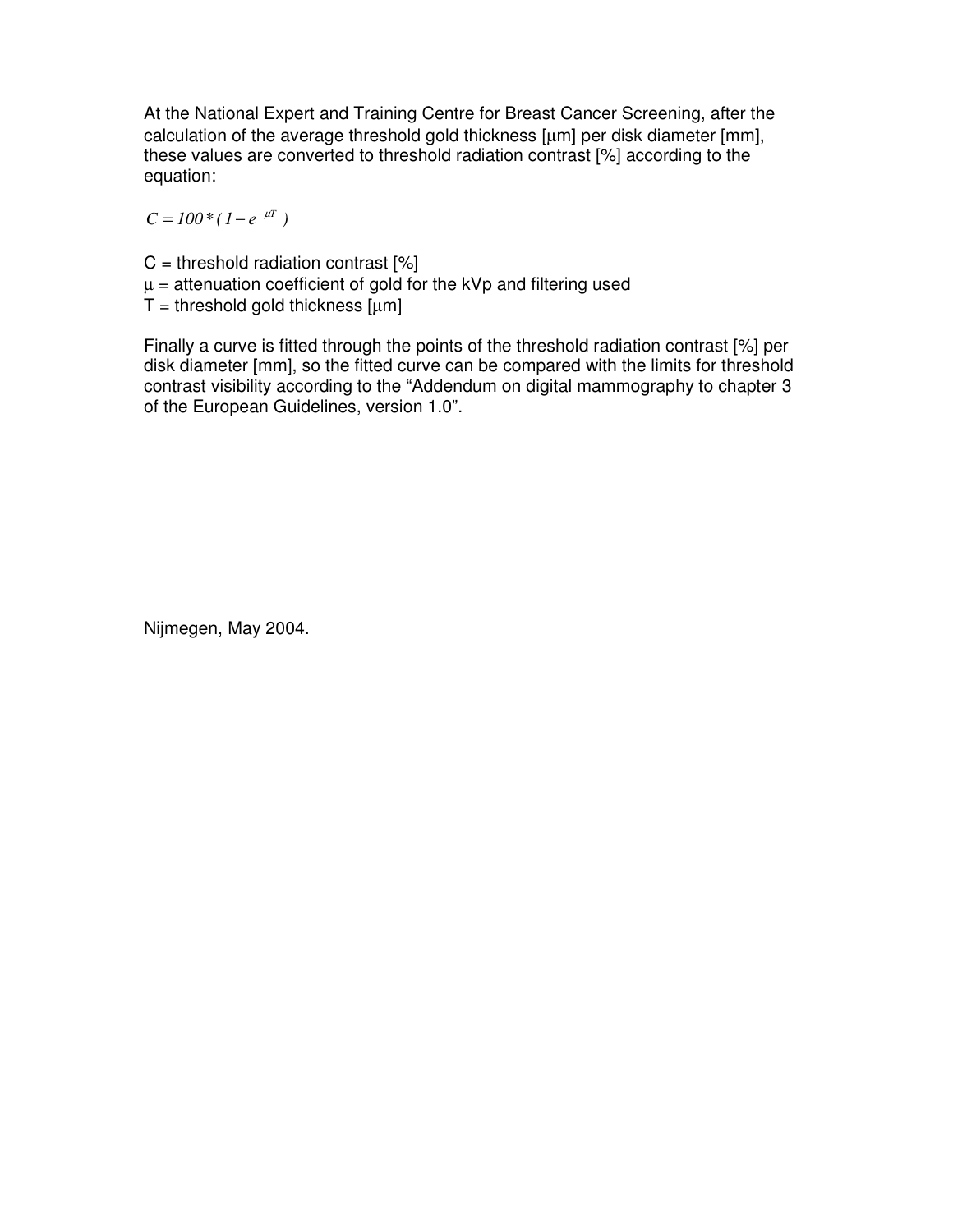At the National Expert and Training Centre for Breast Cancer Screening, after the calculation of the average threshold gold thickness [μm] per disk diameter [mm], these values are converted to threshold radiation contrast [%] according to the equation:

$$C = 100 * (1 - e^{-\mu T})$$

C = threshold radiation contrast [%]
$\mu$ = attenuation coefficient of gold for the kVp and filtering used
T = threshold gold thickness [μm]

Finally a curve is fitted through the points of the threshold radiation contrast [%] per disk diameter [mm], so the fitted curve can be compared with the limits for threshold contrast visibility according to the "Addendum on digital mammography to chapter 3 of the European Guidelines, version 1.0".

Nijmegen, May 2004.